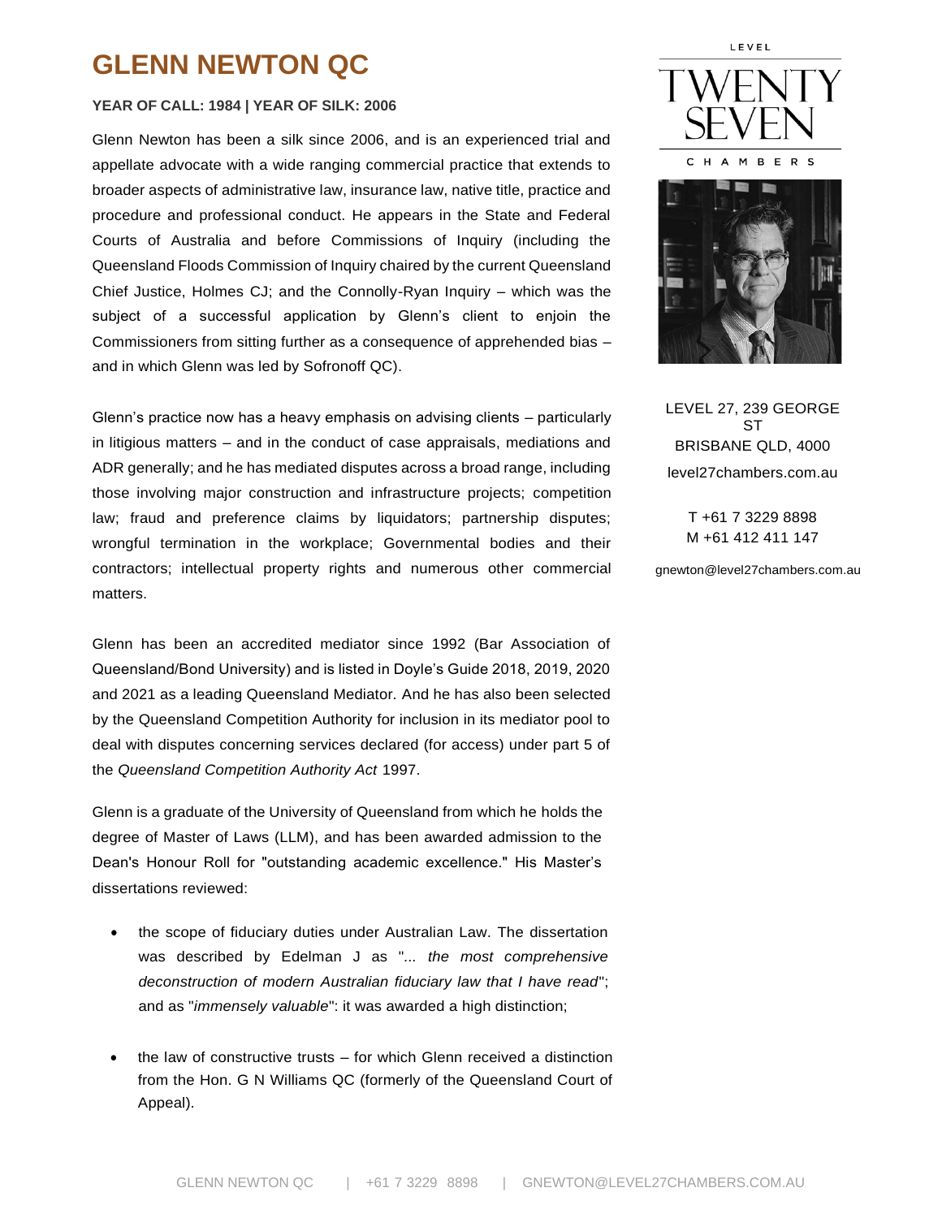# GLENN NEWTON QC

**YEAR OF CALL: 1984 | YEAR OF SILK: 2006**

Glenn Newton has been a silk since 2006, and is an experienced trial and appellate advocate with a wide ranging commercial practice that extends to broader aspects of administrative law, insurance law, native title, practice and procedure and professional conduct. He appears in the State and Federal Courts of Australia and before Commissions of Inquiry (including the Queensland Floods Commission of Inquiry chaired by the current Queensland Chief Justice, Holmes CJ; and the Connolly-Ryan Inquiry – which was the subject of a successful application by Glenn's client to enjoin the Commissioners from sitting further as a consequence of apprehended bias – and in which Glenn was led by Sofronoff QC).

Glenn's practice now has a heavy emphasis on advising clients – particularly in litigious matters – and in the conduct of case appraisals, mediations and ADR generally; and he has mediated disputes across a broad range, including those involving major construction and infrastructure projects; competition law; fraud and preference claims by liquidators; partnership disputes; wrongful termination in the workplace; Governmental bodies and their contractors; intellectual property rights and numerous other commercial matters.

Glenn has been an accredited mediator since 1992 (Bar Association of Queensland/Bond University) and is listed in Doyle's Guide 2018, 2019, 2020 and 2021 as a leading Queensland Mediator. And he has also been selected by the Queensland Competition Authority for inclusion in its mediator pool to deal with disputes concerning services declared (for access) under part 5 of the *Queensland Competition Authority Act* 1997.

Glenn is a graduate of the University of Queensland from which he holds the degree of Master of Laws (LLM), and has been awarded admission to the Dean's Honour Roll for "outstanding academic excellence." His Master's dissertations reviewed:

- the scope of fiduciary duties under Australian Law. The dissertation was described by Edelman J as "... *the most comprehensive deconstruction of modern Australian fiduciary law that I have read*"; and as "*immensely valuable*": it was awarded a high distinction;

- the law of constructive trusts – for which Glenn received a distinction from the Hon. G N Williams QC (formerly of the Queensland Court of Appeal).

LEVEL TWENTY SEVEN CHAMBERS

LEVEL 27, 239 GEORGE ST
BRISBANE QLD, 4000
level27chambers.com.au

T +61 7 3229 8898
M +61 412 411 147

gnewton@level27chambers.com.au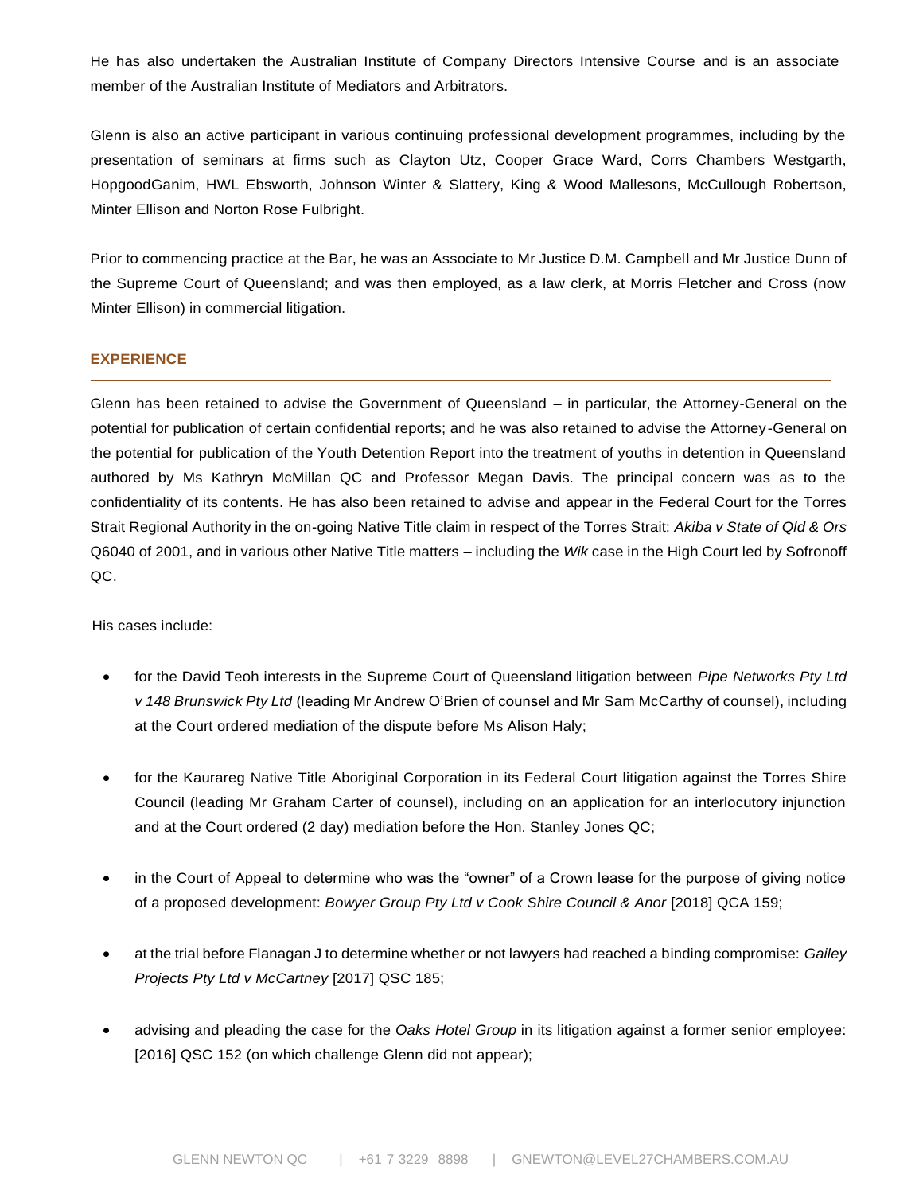He has also undertaken the Australian Institute of Company Directors Intensive Course and is an associate member of the Australian Institute of Mediators and Arbitrators.

Glenn is also an active participant in various continuing professional development programmes, including by the presentation of seminars at firms such as Clayton Utz, Cooper Grace Ward, Corrs Chambers Westgarth, HopgoodGanim, HWL Ebsworth, Johnson Winter & Slattery, King & Wood Mallesons, McCullough Robertson, Minter Ellison and Norton Rose Fulbright.

Prior to commencing practice at the Bar, he was an Associate to Mr Justice D.M. Campbell and Mr Justice Dunn of the Supreme Court of Queensland; and was then employed, as a law clerk, at Morris Fletcher and Cross (now Minter Ellison) in commercial litigation.

## EXPERIENCE

Glenn has been retained to advise the Government of Queensland – in particular, the Attorney-General on the potential for publication of certain confidential reports; and he was also retained to advise the Attorney-General on the potential for publication of the Youth Detention Report into the treatment of youths in detention in Queensland authored by Ms Kathryn McMillan QC and Professor Megan Davis. The principal concern was as to the confidentiality of its contents. He has also been retained to advise and appear in the Federal Court for the Torres Strait Regional Authority in the on-going Native Title claim in respect of the Torres Strait: *Akiba v State of Qld & Ors* Q6040 of 2001, and in various other Native Title matters – including the *Wik* case in the High Court led by Sofronoff QC.

His cases include:

- for the David Teoh interests in the Supreme Court of Queensland litigation between *Pipe Networks Pty Ltd v 148 Brunswick Pty Ltd* (leading Mr Andrew O'Brien of counsel and Mr Sam McCarthy of counsel), including at the Court ordered mediation of the dispute before Ms Alison Haly;

- for the Kaurareg Native Title Aboriginal Corporation in its Federal Court litigation against the Torres Shire Council (leading Mr Graham Carter of counsel), including on an application for an interlocutory injunction and at the Court ordered (2 day) mediation before the Hon. Stanley Jones QC;

- in the Court of Appeal to determine who was the "owner" of a Crown lease for the purpose of giving notice of a proposed development: *Bowyer Group Pty Ltd v Cook Shire Council & Anor* [2018] QCA 159;

- at the trial before Flanagan J to determine whether or not lawyers had reached a binding compromise: *Gailey Projects Pty Ltd v McCartney* [2017] QSC 185;

- advising and pleading the case for the *Oaks Hotel Group* in its litigation against a former senior employee: [2016] QSC 152 (on which challenge Glenn did not appear);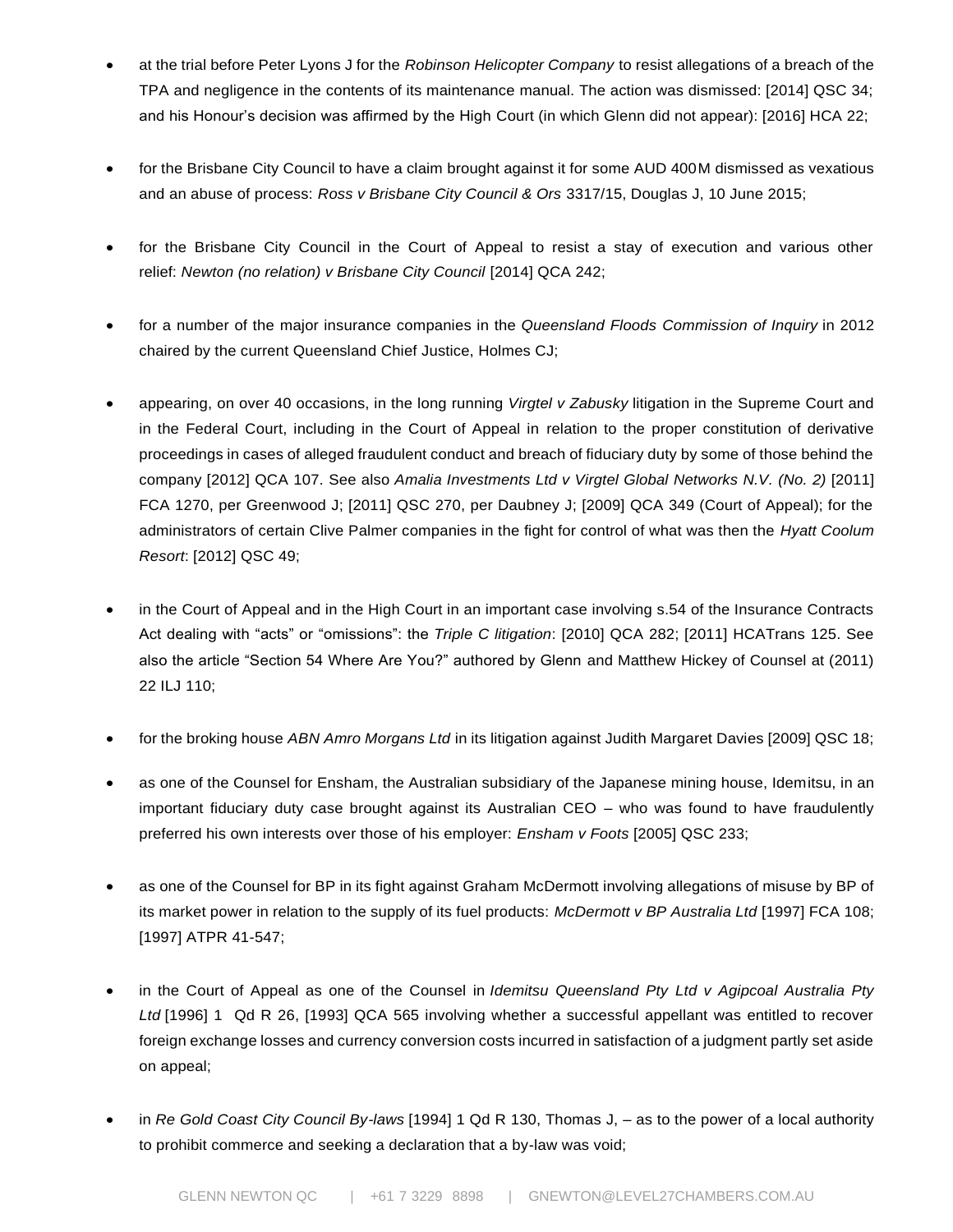- at the trial before Peter Lyons J for the *Robinson Helicopter Company* to resist allegations of a breach of the TPA and negligence in the contents of its maintenance manual. The action was dismissed: [2014] QSC 34; and his Honour's decision was affirmed by the High Court (in which Glenn did not appear): [2016] HCA 22;

- for the Brisbane City Council to have a claim brought against it for some AUD 400M dismissed as vexatious and an abuse of process: *Ross v Brisbane City Council & Ors* 3317/15, Douglas J, 10 June 2015;

- for the Brisbane City Council in the Court of Appeal to resist a stay of execution and various other relief: *Newton (no relation) v Brisbane City Council* [2014] QCA 242;

- for a number of the major insurance companies in the *Queensland Floods Commission of Inquiry* in 2012 chaired by the current Queensland Chief Justice, Holmes CJ;

- appearing, on over 40 occasions, in the long running *Virgtel v Zabusky* litigation in the Supreme Court and in the Federal Court, including in the Court of Appeal in relation to the proper constitution of derivative proceedings in cases of alleged fraudulent conduct and breach of fiduciary duty by some of those behind the company [2012] QCA 107. See also *Amalia Investments Ltd v Virgtel Global Networks N.V. (No. 2)* [2011] FCA 1270, per Greenwood J; [2011] QSC 270, per Daubney J; [2009] QCA 349 (Court of Appeal); for the administrators of certain Clive Palmer companies in the fight for control of what was then the *Hyatt Coolum Resort*: [2012] QSC 49;

- in the Court of Appeal and in the High Court in an important case involving s.54 of the Insurance Contracts Act dealing with "acts" or "omissions": the *Triple C litigation*: [2010] QCA 282; [2011] HCATrans 125. See also the article "Section 54 Where Are You?" authored by Glenn and Matthew Hickey of Counsel at (2011) 22 ILJ 110;

- for the broking house *ABN Amro Morgans Ltd* in its litigation against Judith Margaret Davies [2009] QSC 18;

- as one of the Counsel for Ensham, the Australian subsidiary of the Japanese mining house, Idemitsu, in an important fiduciary duty case brought against its Australian CEO – who was found to have fraudulently preferred his own interests over those of his employer: *Ensham v Foots* [2005] QSC 233;

- as one of the Counsel for BP in its fight against Graham McDermott involving allegations of misuse by BP of its market power in relation to the supply of its fuel products: *McDermott v BP Australia Ltd* [1997] FCA 108; [1997] ATPR 41-547;

- in the Court of Appeal as one of the Counsel in *Idemitsu Queensland Pty Ltd v Agipcoal Australia Pty Ltd* [1996] 1 Qd R 26, [1993] QCA 565 involving whether a successful appellant was entitled to recover foreign exchange losses and currency conversion costs incurred in satisfaction of a judgment partly set aside on appeal;

- in *Re Gold Coast City Council By-laws* [1994] 1 Qd R 130, Thomas J, – as to the power of a local authority to prohibit commerce and seeking a declaration that a by-law was void;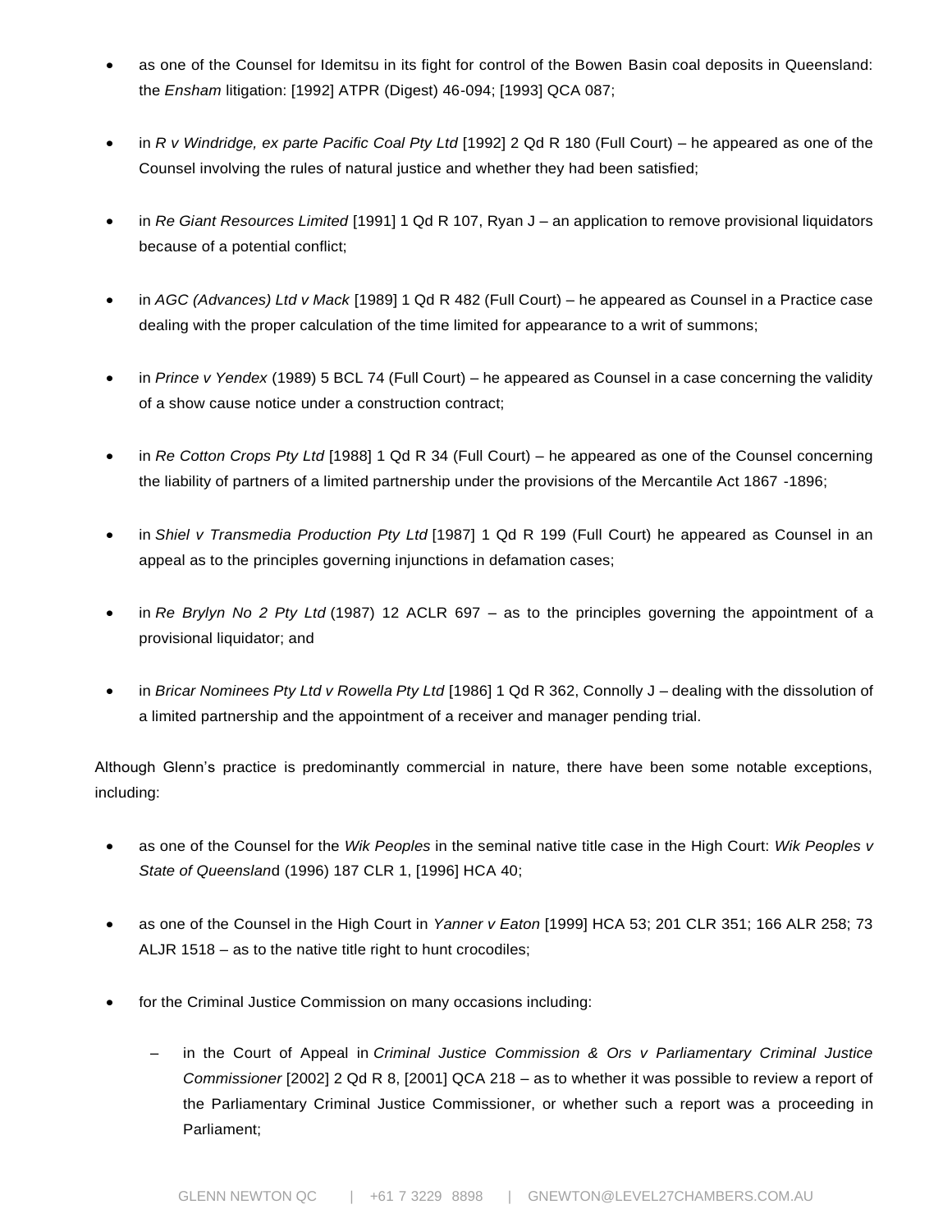- as one of the Counsel for Idemitsu in its fight for control of the Bowen Basin coal deposits in Queensland: the *Ensham* litigation: [1992] ATPR (Digest) 46-094; [1993] QCA 087;

- in *R v Windridge, ex parte Pacific Coal Pty Ltd* [1992] 2 Qd R 180 (Full Court) – he appeared as one of the Counsel involving the rules of natural justice and whether they had been satisfied;

- in *Re Giant Resources Limited* [1991] 1 Qd R 107, Ryan J – an application to remove provisional liquidators because of a potential conflict;

- in *AGC (Advances) Ltd v Mack* [1989] 1 Qd R 482 (Full Court) – he appeared as Counsel in a Practice case dealing with the proper calculation of the time limited for appearance to a writ of summons;

- in *Prince v Yendex* (1989) 5 BCL 74 (Full Court) – he appeared as Counsel in a case concerning the validity of a show cause notice under a construction contract;

- in *Re Cotton Crops Pty Ltd* [1988] 1 Qd R 34 (Full Court) – he appeared as one of the Counsel concerning the liability of partners of a limited partnership under the provisions of the Mercantile Act 1867 -1896;

- in *Shiel v Transmedia Production Pty Ltd* [1987] 1 Qd R 199 (Full Court) he appeared as Counsel in an appeal as to the principles governing injunctions in defamation cases;

- in *Re Brylyn No 2 Pty Ltd* (1987) 12 ACLR 697 – as to the principles governing the appointment of a provisional liquidator; and

- in *Bricar Nominees Pty Ltd v Rowella Pty Ltd* [1986] 1 Qd R 362, Connolly J – dealing with the dissolution of a limited partnership and the appointment of a receiver and manager pending trial.

Although Glenn's practice is predominantly commercial in nature, there have been some notable exceptions, including:

- as one of the Counsel for the *Wik Peoples* in the seminal native title case in the High Court: *Wik Peoples v State of Queenslan*d (1996) 187 CLR 1, [1996] HCA 40;

- as one of the Counsel in the High Court in *Yanner v Eaton* [1999] HCA 53; 201 CLR 351; 166 ALR 258; 73 ALJR 1518 – as to the native title right to hunt crocodiles;

- for the Criminal Justice Commission on many occasions including:

  - in the Court of Appeal in *Criminal Justice Commission & Ors v Parliamentary Criminal Justice Commissioner* [2002] 2 Qd R 8, [2001] QCA 218 – as to whether it was possible to review a report of the Parliamentary Criminal Justice Commissioner, or whether such a report was a proceeding in Parliament;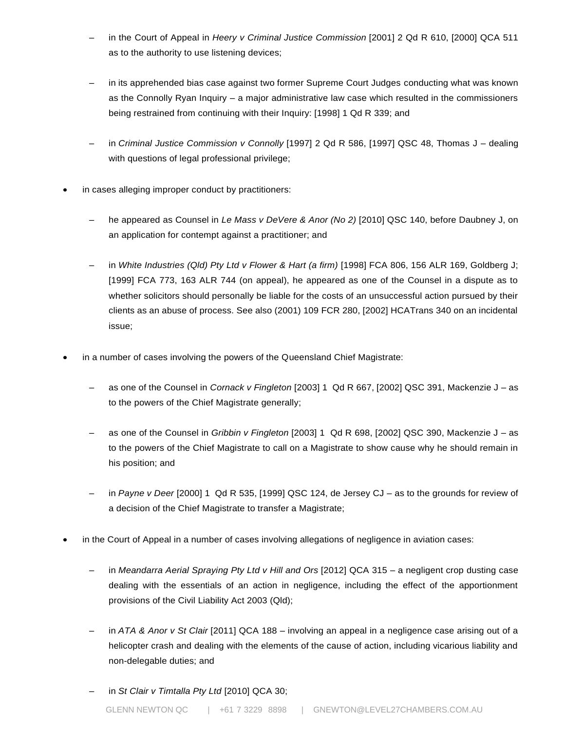- in the Court of Appeal in *Heery v Criminal Justice Commission* [2001] 2 Qd R 610, [2000] QCA 511 as to the authority to use listening devices;

  - in its apprehended bias case against two former Supreme Court Judges conducting what was known as the Connolly Ryan Inquiry – a major administrative law case which resulted in the commissioners being restrained from continuing with their Inquiry: [1998] 1 Qd R 339; and

  - in *Criminal Justice Commission v Connolly* [1997] 2 Qd R 586, [1997] QSC 48, Thomas J – dealing with questions of legal professional privilege;

- in cases alleging improper conduct by practitioners:

  - he appeared as Counsel in *Le Mass v DeVere & Anor (No 2)* [2010] QSC 140, before Daubney J, on an application for contempt against a practitioner; and

  - in *White Industries (Qld) Pty Ltd v Flower & Hart (a firm)* [1998] FCA 806, 156 ALR 169, Goldberg J; [1999] FCA 773, 163 ALR 744 (on appeal), he appeared as one of the Counsel in a dispute as to whether solicitors should personally be liable for the costs of an unsuccessful action pursued by their clients as an abuse of process. See also (2001) 109 FCR 280, [2002] HCATrans 340 on an incidental issue;

- in a number of cases involving the powers of the Queensland Chief Magistrate:

  - as one of the Counsel in *Cornack v Fingleton* [2003] 1 Qd R 667, [2002] QSC 391, Mackenzie J – as to the powers of the Chief Magistrate generally;

  - as one of the Counsel in *Gribbin v Fingleton* [2003] 1 Qd R 698, [2002] QSC 390, Mackenzie J – as to the powers of the Chief Magistrate to call on a Magistrate to show cause why he should remain in his position; and

  - in *Payne v Deer* [2000] 1 Qd R 535, [1999] QSC 124, de Jersey CJ – as to the grounds for review of a decision of the Chief Magistrate to transfer a Magistrate;

- in the Court of Appeal in a number of cases involving allegations of negligence in aviation cases:

  - in *Meandarra Aerial Spraying Pty Ltd v Hill and Ors* [2012] QCA 315 – a negligent crop dusting case dealing with the essentials of an action in negligence, including the effect of the apportionment provisions of the Civil Liability Act 2003 (Qld);

  - in *ATA & Anor v St Clair* [2011] QCA 188 – involving an appeal in a negligence case arising out of a helicopter crash and dealing with the elements of the cause of action, including vicarious liability and non-delegable duties; and

  - in *St Clair v Timtalla Pty Ltd* [2010] QCA 30;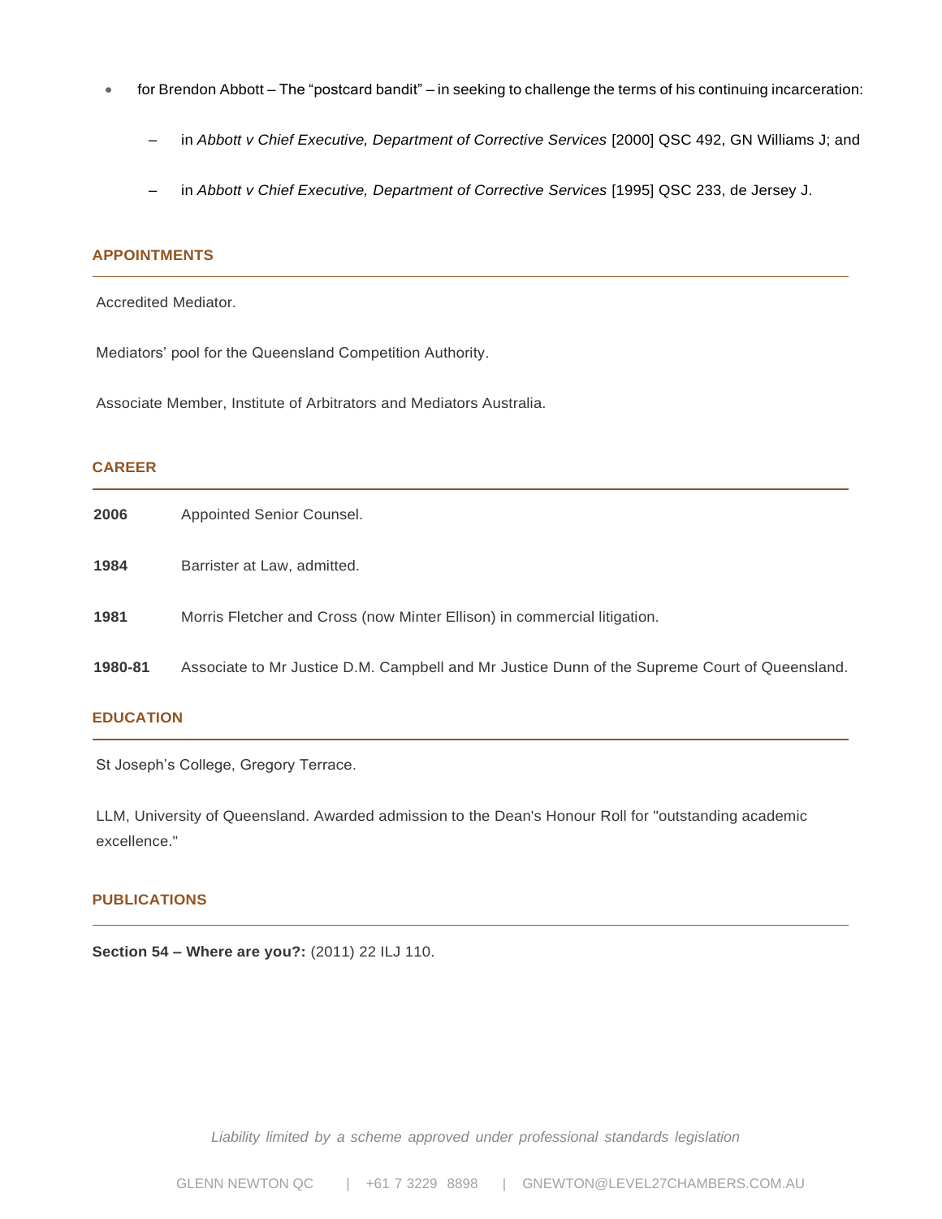- for Brendon Abbott – The "postcard bandit" – in seeking to challenge the terms of his continuing incarceration:
  - in *Abbott v Chief Executive, Department of Corrective Services* [2000] QSC 492, GN Williams J; and
  - in *Abbott v Chief Executive, Department of Corrective Services* [1995] QSC 233, de Jersey J.

## APPOINTMENTS

Accredited Mediator.

Mediators' pool for the Queensland Competition Authority.

Associate Member, Institute of Arbitrators and Mediators Australia.

## CAREER

| | |
|---|---|
| **2006** | Appointed Senior Counsel. |
| **1984** | Barrister at Law, admitted. |
| **1981** | Morris Fletcher and Cross (now Minter Ellison) in commercial litigation. |
| **1980-81** | Associate to Mr Justice D.M. Campbell and Mr Justice Dunn of the Supreme Court of Queensland. |

## EDUCATION

St Joseph's College, Gregory Terrace.

LLM, University of Queensland. Awarded admission to the Dean's Honour Roll for "outstanding academic excellence."

## PUBLICATIONS

**Section 54 – Where are you?:** (2011) 22 ILJ 110.

*Liability limited by a scheme approved under professional standards legislation*

GLENN NEWTON QC | +61 7 3229 8898 | GNEWTON@LEVEL27CHAMBERS.COM.AU